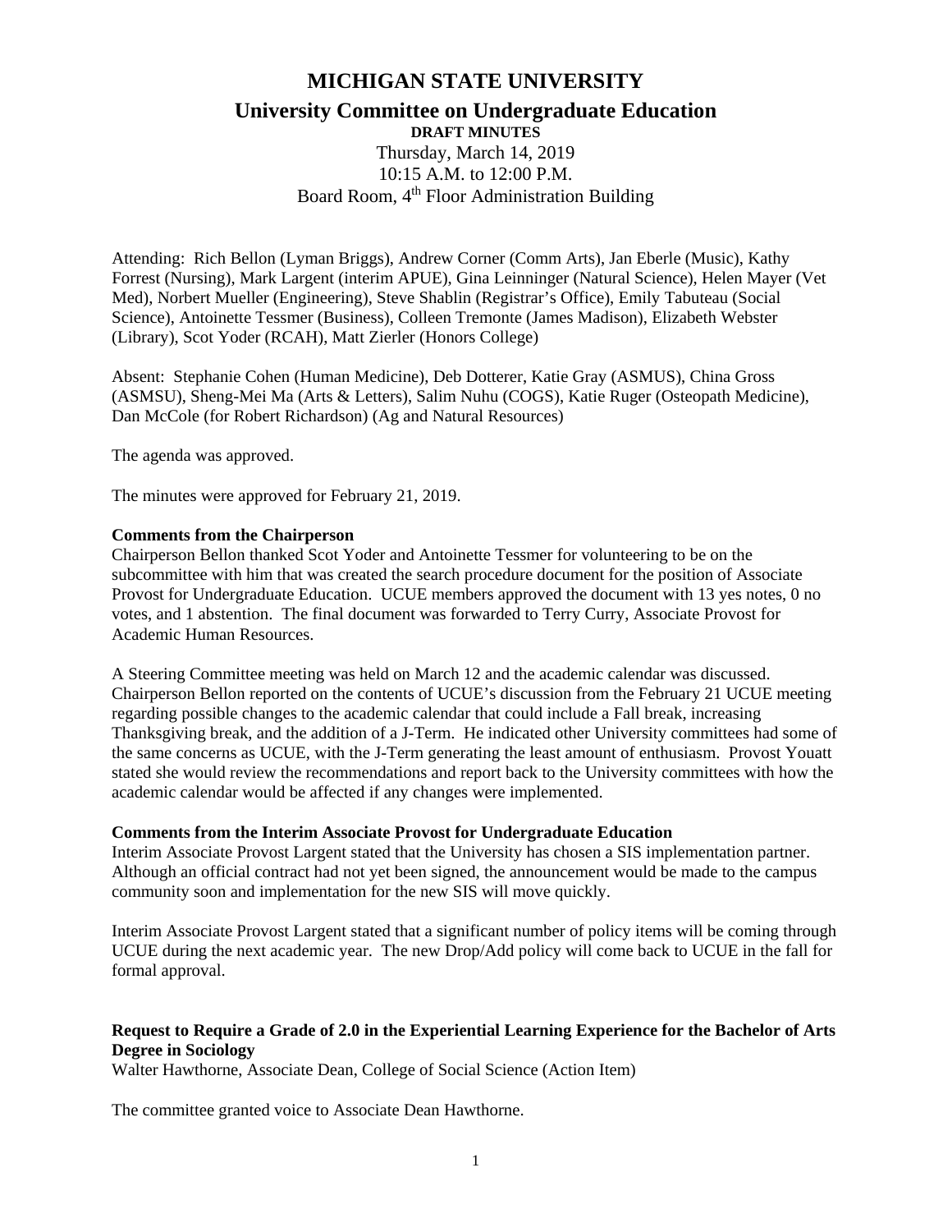# MICHIGAN STATE UNIVERSITY

## University Committee on Undergraduate Education

**DRAFT MINUTES**

Thursday, March 14, 2019
10:15 A.M. to 12:00 P.M.
Board Room, 4th Floor Administration Building

Attending: Rich Bellon (Lyman Briggs), Andrew Corner (Comm Arts), Jan Eberle (Music), Kathy Forrest (Nursing), Mark Largent (interim APUE), Gina Leinninger (Natural Science), Helen Mayer (Vet Med), Norbert Mueller (Engineering), Steve Shablin (Registrar's Office), Emily Tabuteau (Social Science), Antoinette Tessmer (Business), Colleen Tremonte (James Madison), Elizabeth Webster (Library), Scot Yoder (RCAH), Matt Zierler (Honors College)

Absent: Stephanie Cohen (Human Medicine), Deb Dotterer, Katie Gray (ASMUS), China Gross (ASMSU), Sheng-Mei Ma (Arts & Letters), Salim Nuhu (COGS), Katie Ruger (Osteopath Medicine), Dan McCole (for Robert Richardson) (Ag and Natural Resources)

The agenda was approved.

The minutes were approved for February 21, 2019.

**Comments from the Chairperson**

Chairperson Bellon thanked Scot Yoder and Antoinette Tessmer for volunteering to be on the subcommittee with him that was created the search procedure document for the position of Associate Provost for Undergraduate Education. UCUE members approved the document with 13 yes notes, 0 no votes, and 1 abstention. The final document was forwarded to Terry Curry, Associate Provost for Academic Human Resources.

A Steering Committee meeting was held on March 12 and the academic calendar was discussed. Chairperson Bellon reported on the contents of UCUE's discussion from the February 21 UCUE meeting regarding possible changes to the academic calendar that could include a Fall break, increasing Thanksgiving break, and the addition of a J-Term. He indicated other University committees had some of the same concerns as UCUE, with the J-Term generating the least amount of enthusiasm. Provost Youatt stated she would review the recommendations and report back to the University committees with how the academic calendar would be affected if any changes were implemented.

**Comments from the Interim Associate Provost for Undergraduate Education**

Interim Associate Provost Largent stated that the University has chosen a SIS implementation partner. Although an official contract had not yet been signed, the announcement would be made to the campus community soon and implementation for the new SIS will move quickly.

Interim Associate Provost Largent stated that a significant number of policy items will be coming through UCUE during the next academic year. The new Drop/Add policy will come back to UCUE in the fall for formal approval.

**Request to Require a Grade of 2.0 in the Experiential Learning Experience for the Bachelor of Arts Degree in Sociology**

Walter Hawthorne, Associate Dean, College of Social Science (Action Item)

The committee granted voice to Associate Dean Hawthorne.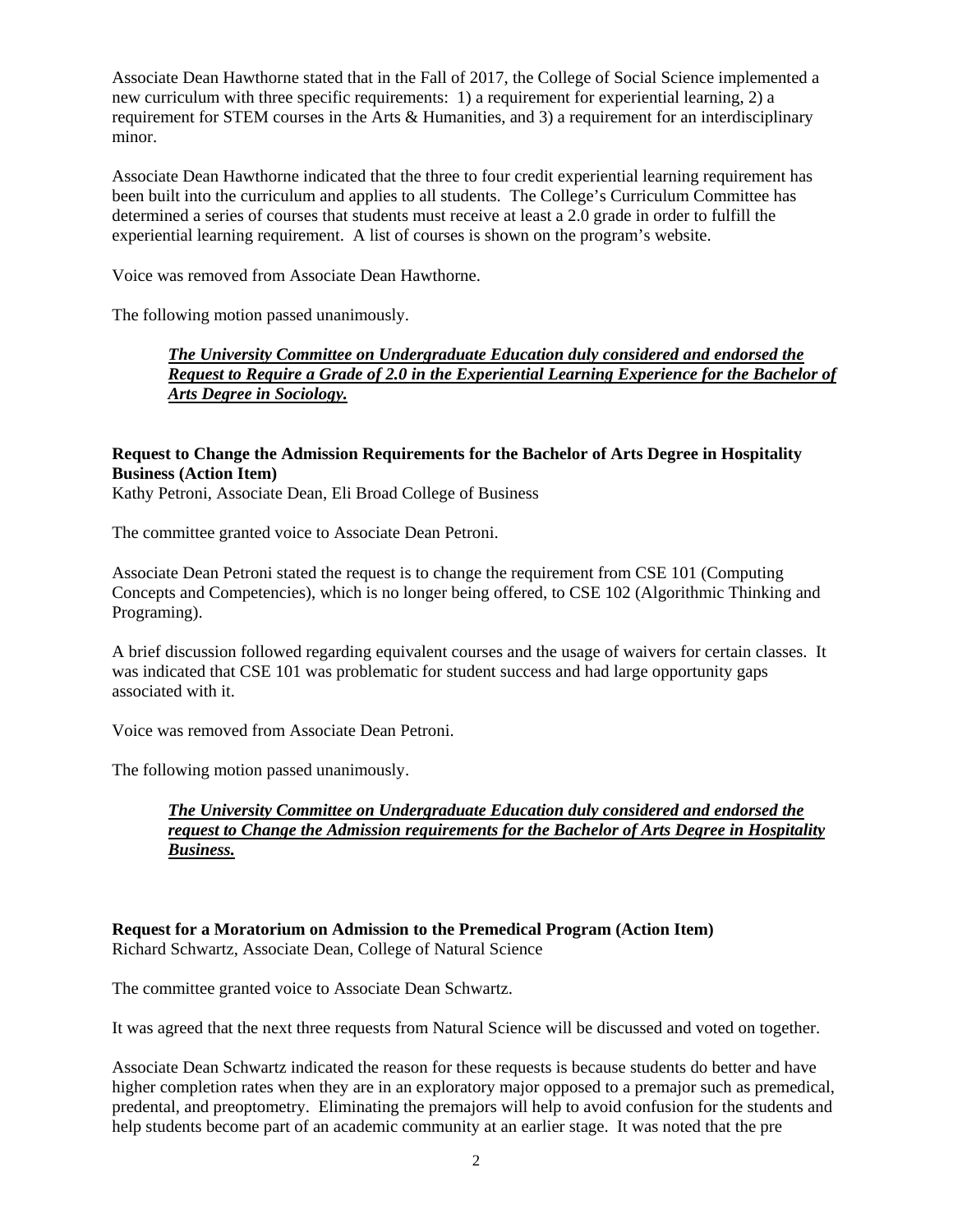Associate Dean Hawthorne stated that in the Fall of 2017, the College of Social Science implemented a new curriculum with three specific requirements: 1) a requirement for experiential learning, 2) a requirement for STEM courses in the Arts & Humanities, and 3) a requirement for an interdisciplinary minor.

Associate Dean Hawthorne indicated that the three to four credit experiential learning requirement has been built into the curriculum and applies to all students. The College's Curriculum Committee has determined a series of courses that students must receive at least a 2.0 grade in order to fulfill the experiential learning requirement. A list of courses is shown on the program's website.

Voice was removed from Associate Dean Hawthorne.

The following motion passed unanimously.

> ***The University Committee on Undergraduate Education duly considered and endorsed the Request to Require a Grade of 2.0 in the Experiential Learning Experience for the Bachelor of Arts Degree in Sociology.***

**Request to Change the Admission Requirements for the Bachelor of Arts Degree in Hospitality Business (Action Item)**
Kathy Petroni, Associate Dean, Eli Broad College of Business

The committee granted voice to Associate Dean Petroni.

Associate Dean Petroni stated the request is to change the requirement from CSE 101 (Computing Concepts and Competencies), which is no longer being offered, to CSE 102 (Algorithmic Thinking and Programing).

A brief discussion followed regarding equivalent courses and the usage of waivers for certain classes. It was indicated that CSE 101 was problematic for student success and had large opportunity gaps associated with it.

Voice was removed from Associate Dean Petroni.

The following motion passed unanimously.

> ***The University Committee on Undergraduate Education duly considered and endorsed the request to Change the Admission requirements for the Bachelor of Arts Degree in Hospitality Business.***

**Request for a Moratorium on Admission to the Premedical Program (Action Item)**
Richard Schwartz, Associate Dean, College of Natural Science

The committee granted voice to Associate Dean Schwartz.

It was agreed that the next three requests from Natural Science will be discussed and voted on together.

Associate Dean Schwartz indicated the reason for these requests is because students do better and have higher completion rates when they are in an exploratory major opposed to a premajor such as premedical, predental, and preoptometry. Eliminating the premajors will help to avoid confusion for the students and help students become part of an academic community at an earlier stage. It was noted that the pre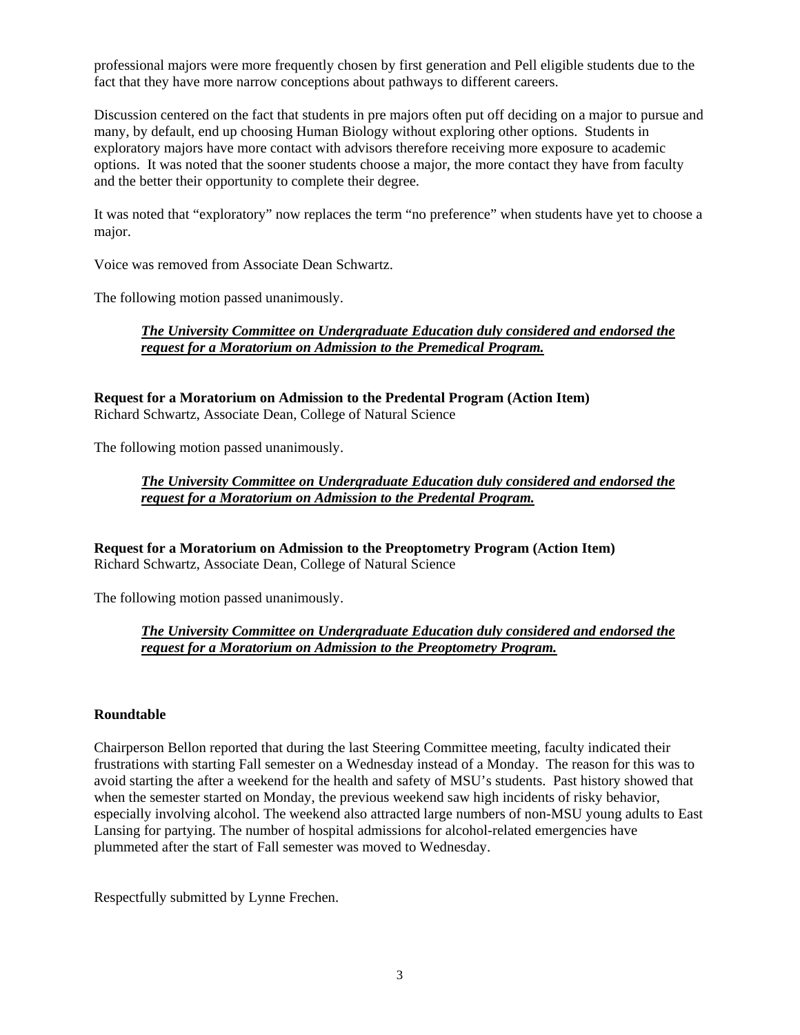professional majors were more frequently chosen by first generation and Pell eligible students due to the fact that they have more narrow conceptions about pathways to different careers.

Discussion centered on the fact that students in pre majors often put off deciding on a major to pursue and many, by default, end up choosing Human Biology without exploring other options. Students in exploratory majors have more contact with advisors therefore receiving more exposure to academic options. It was noted that the sooner students choose a major, the more contact they have from faculty and the better their opportunity to complete their degree.

It was noted that "exploratory" now replaces the term "no preference" when students have yet to choose a major.

Voice was removed from Associate Dean Schwartz.

The following motion passed unanimously.

> ***The University Committee on Undergraduate Education duly considered and endorsed the request for a Moratorium on Admission to the Premedical Program.***

**Request for a Moratorium on Admission to the Predental Program (Action Item)**
Richard Schwartz, Associate Dean, College of Natural Science

The following motion passed unanimously.

> ***The University Committee on Undergraduate Education duly considered and endorsed the request for a Moratorium on Admission to the Predental Program.***

**Request for a Moratorium on Admission to the Preoptometry Program (Action Item)**
Richard Schwartz, Associate Dean, College of Natural Science

The following motion passed unanimously.

> ***The University Committee on Undergraduate Education duly considered and endorsed the request for a Moratorium on Admission to the Preoptometry Program.***

**Roundtable**

Chairperson Bellon reported that during the last Steering Committee meeting, faculty indicated their frustrations with starting Fall semester on a Wednesday instead of a Monday. The reason for this was to avoid starting the after a weekend for the health and safety of MSU's students. Past history showed that when the semester started on Monday, the previous weekend saw high incidents of risky behavior, especially involving alcohol. The weekend also attracted large numbers of non-MSU young adults to East Lansing for partying. The number of hospital admissions for alcohol-related emergencies have plummeted after the start of Fall semester was moved to Wednesday.

Respectfully submitted by Lynne Frechen.